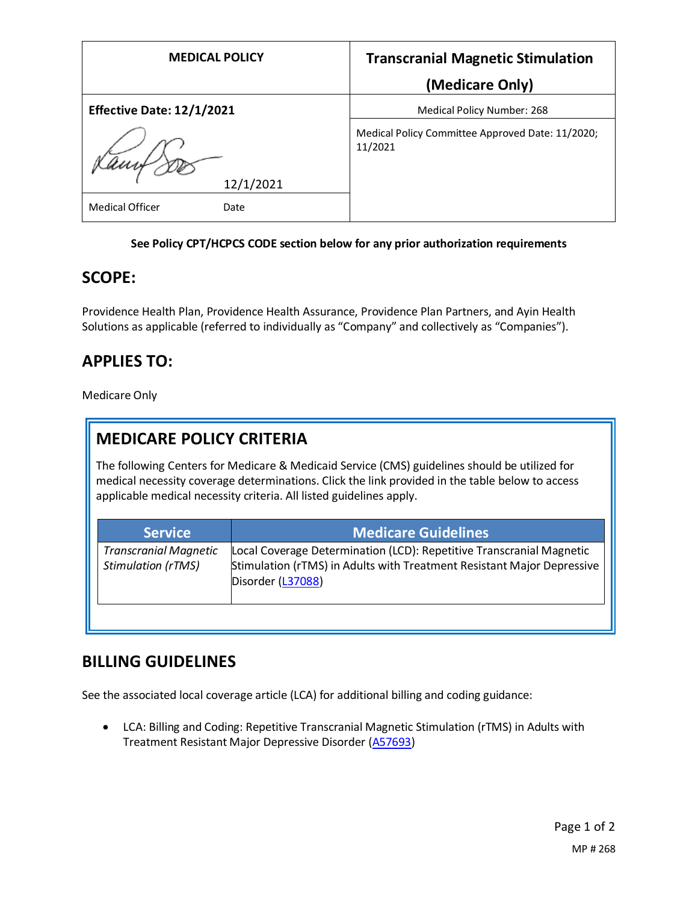| MEDICAL POLICY | Transcranial Magnetic Stimulation (Medicare Only) |
|---|---|
| **Effective Date: 12/1/2021** | Medical Policy Number: 268 |
| 12/1/2021 | Medical Policy Committee Approved Date: 11/2020; 11/2021 |
| Medical Officer Date | |

**See Policy CPT/HCPCS CODE section below for any prior authorization requirements**

## SCOPE:

Providence Health Plan, Providence Health Assurance, Providence Plan Partners, and Ayin Health Solutions as applicable (referred to individually as "Company" and collectively as "Companies").

## APPLIES TO:

Medicare Only

## MEDICARE POLICY CRITERIA

The following Centers for Medicare & Medicaid Service (CMS) guidelines should be utilized for medical necessity coverage determinations. Click the link provided in the table below to access applicable medical necessity criteria. All listed guidelines apply.

| Service | Medicare Guidelines |
|---|---|
| *Transcranial Magnetic Stimulation (rTMS)* | Local Coverage Determination (LCD): Repetitive Transcranial Magnetic Stimulation (rTMS) in Adults with Treatment Resistant Major Depressive Disorder (L37088) |

## BILLING GUIDELINES

See the associated local coverage article (LCA) for additional billing and coding guidance:

- LCA: Billing and Coding: Repetitive Transcranial Magnetic Stimulation (rTMS) in Adults with Treatment Resistant Major Depressive Disorder (A57693)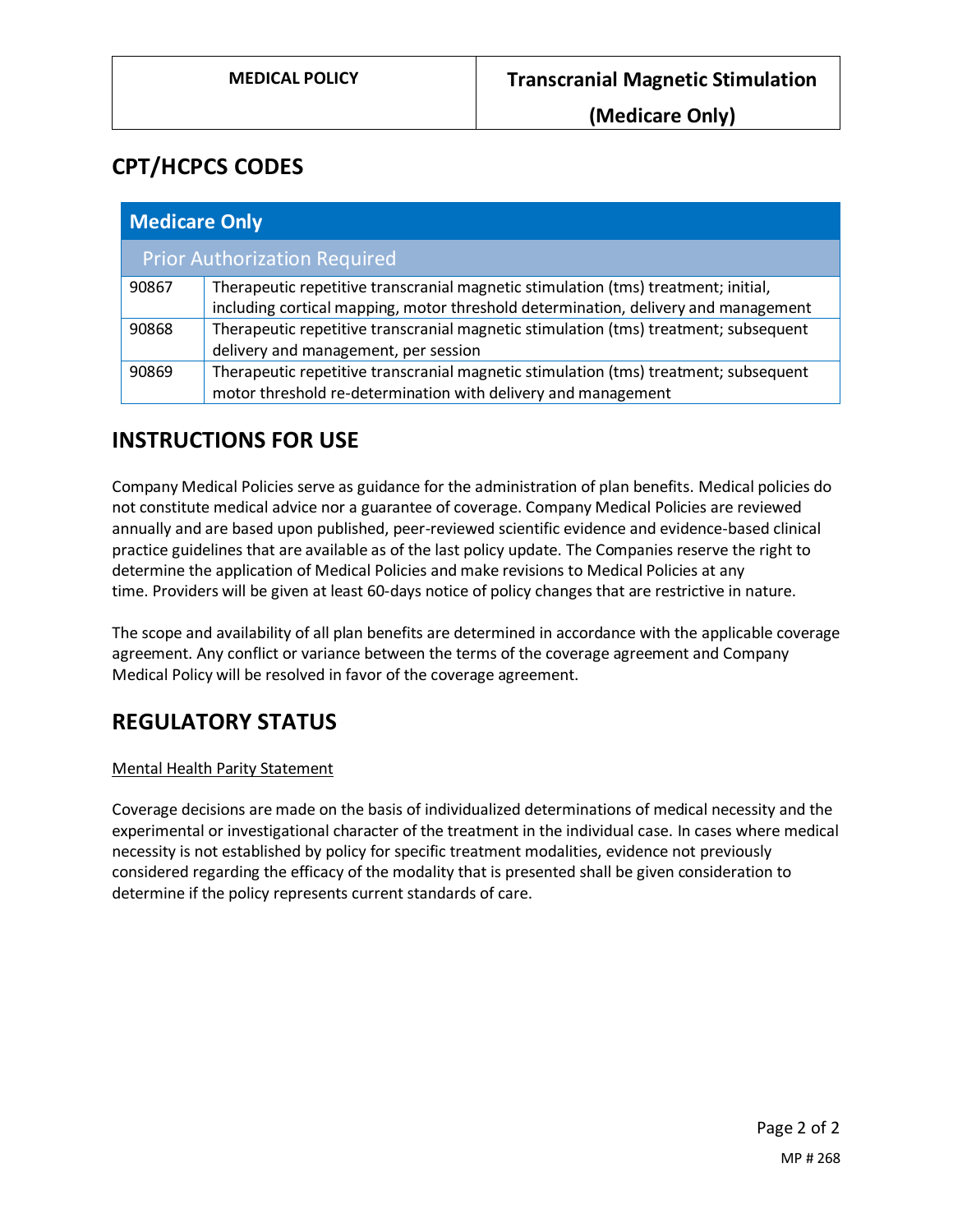## CPT/HCPCS CODES

| Medicare Only | |
|---|---|
| Prior Authorization Required | |
| 90867 | Therapeutic repetitive transcranial magnetic stimulation (tms) treatment; initial, including cortical mapping, motor threshold determination, delivery and management |
| 90868 | Therapeutic repetitive transcranial magnetic stimulation (tms) treatment; subsequent delivery and management, per session |
| 90869 | Therapeutic repetitive transcranial magnetic stimulation (tms) treatment; subsequent motor threshold re-determination with delivery and management |

## INSTRUCTIONS FOR USE

Company Medical Policies serve as guidance for the administration of plan benefits. Medical policies do not constitute medical advice nor a guarantee of coverage. Company Medical Policies are reviewed annually and are based upon published, peer-reviewed scientific evidence and evidence-based clinical practice guidelines that are available as of the last policy update. The Companies reserve the right to determine the application of Medical Policies and make revisions to Medical Policies at any time. Providers will be given at least 60-days notice of policy changes that are restrictive in nature.

The scope and availability of all plan benefits are determined in accordance with the applicable coverage agreement. Any conflict or variance between the terms of the coverage agreement and Company Medical Policy will be resolved in favor of the coverage agreement.

## REGULATORY STATUS

Mental Health Parity Statement

Coverage decisions are made on the basis of individualized determinations of medical necessity and the experimental or investigational character of the treatment in the individual case. In cases where medical necessity is not established by policy for specific treatment modalities, evidence not previously considered regarding the efficacy of the modality that is presented shall be given consideration to determine if the policy represents current standards of care.